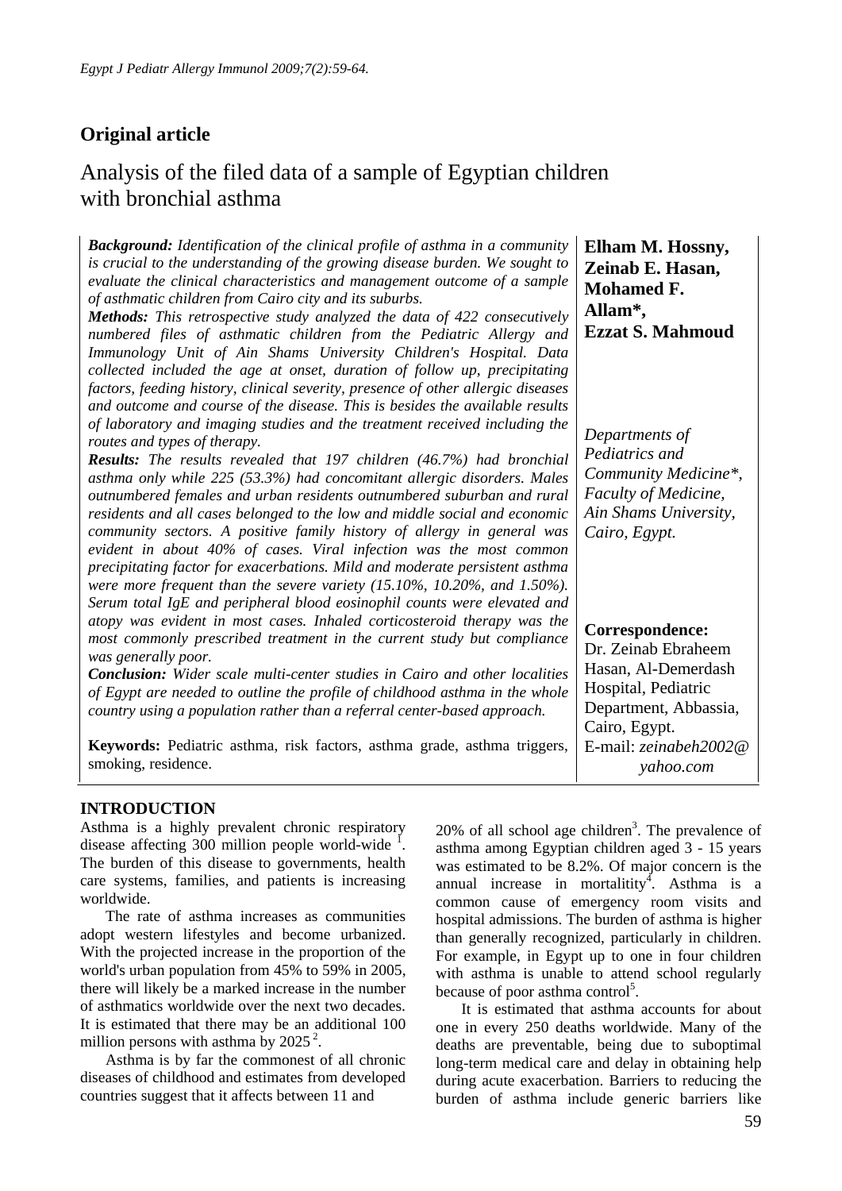## Original article

# Analysis of the filed data of a sample of Egyptian children with bronchial asthma

**Elham M. Hossny, Zeinab E. Hasan, Mohamed F. Allam\*, Ezzat S. Mahmoud**

*Departments of Pediatrics and Community Medicine\*, Faculty of Medicine, Ain Shams University, Cairo, Egypt.*

***Background:*** *Identification of the clinical profile of asthma in a community is crucial to the understanding of the growing disease burden. We sought to evaluate the clinical characteristics and management outcome of a sample of asthmatic children from Cairo city and its suburbs.*

***Methods:*** *This retrospective study analyzed the data of 422 consecutively numbered files of asthmatic children from the Pediatric Allergy and Immunology Unit of Ain Shams University Children's Hospital. Data collected included the age at onset, duration of follow up, precipitating factors, feeding history, clinical severity, presence of other allergic diseases and outcome and course of the disease. This is besides the available results of laboratory and imaging studies and the treatment received including the routes and types of therapy.*

***Results:*** *The results revealed that 197 children (46.7%) had bronchial asthma only while 225 (53.3%) had concomitant allergic disorders. Males outnumbered females and urban residents outnumbered suburban and rural residents and all cases belonged to the low and middle social and economic community sectors. A positive family history of allergy in general was evident in about 40% of cases. Viral infection was the most common precipitating factor for exacerbations. Mild and moderate persistent asthma were more frequent than the severe variety (15.10%, 10.20%, and 1.50%). Serum total IgE and peripheral blood eosinophil counts were elevated and atopy was evident in most cases. Inhaled corticosteroid therapy was the most commonly prescribed treatment in the current study but compliance was generally poor.*

***Conclusion:*** *Wider scale multi-center studies in Cairo and other localities of Egypt are needed to outline the profile of childhood asthma in the whole country using a population rather than a referral center-based approach.*

**Keywords:** Pediatric asthma, risk factors, asthma grade, asthma triggers, smoking, residence.

**Correspondence:**
Dr. Zeinab Ebraheem Hasan, Al-Demerdash Hospital, Pediatric Department, Abbassia, Cairo, Egypt.
E-mail: *zeinabeh2002@yahoo.com*

## INTRODUCTION

Asthma is a highly prevalent chronic respiratory disease affecting 300 million people world-wide [1]. The burden of this disease to governments, health care systems, families, and patients is increasing worldwide.

The rate of asthma increases as communities adopt western lifestyles and become urbanized. With the projected increase in the proportion of the world's urban population from 45% to 59% in 2005, there will likely be a marked increase in the number of asthmatics worldwide over the next two decades. It is estimated that there may be an additional 100 million persons with asthma by 2025 [2].

Asthma is by far the commonest of all chronic diseases of childhood and estimates from developed countries suggest that it affects between 11 and 20% of all school age children[3]. The prevalence of asthma among Egyptian children aged 3 - 15 years was estimated to be 8.2%. Of major concern is the annual increase in mortalitity[4]. Asthma is a common cause of emergency room visits and hospital admissions. The burden of asthma is higher than generally recognized, particularly in children. For example, in Egypt up to one in four children with asthma is unable to attend school regularly because of poor asthma control[5].

It is estimated that asthma accounts for about one in every 250 deaths worldwide. Many of the deaths are preventable, being due to suboptimal long-term medical care and delay in obtaining help during acute exacerbation. Barriers to reducing the burden of asthma include generic barriers like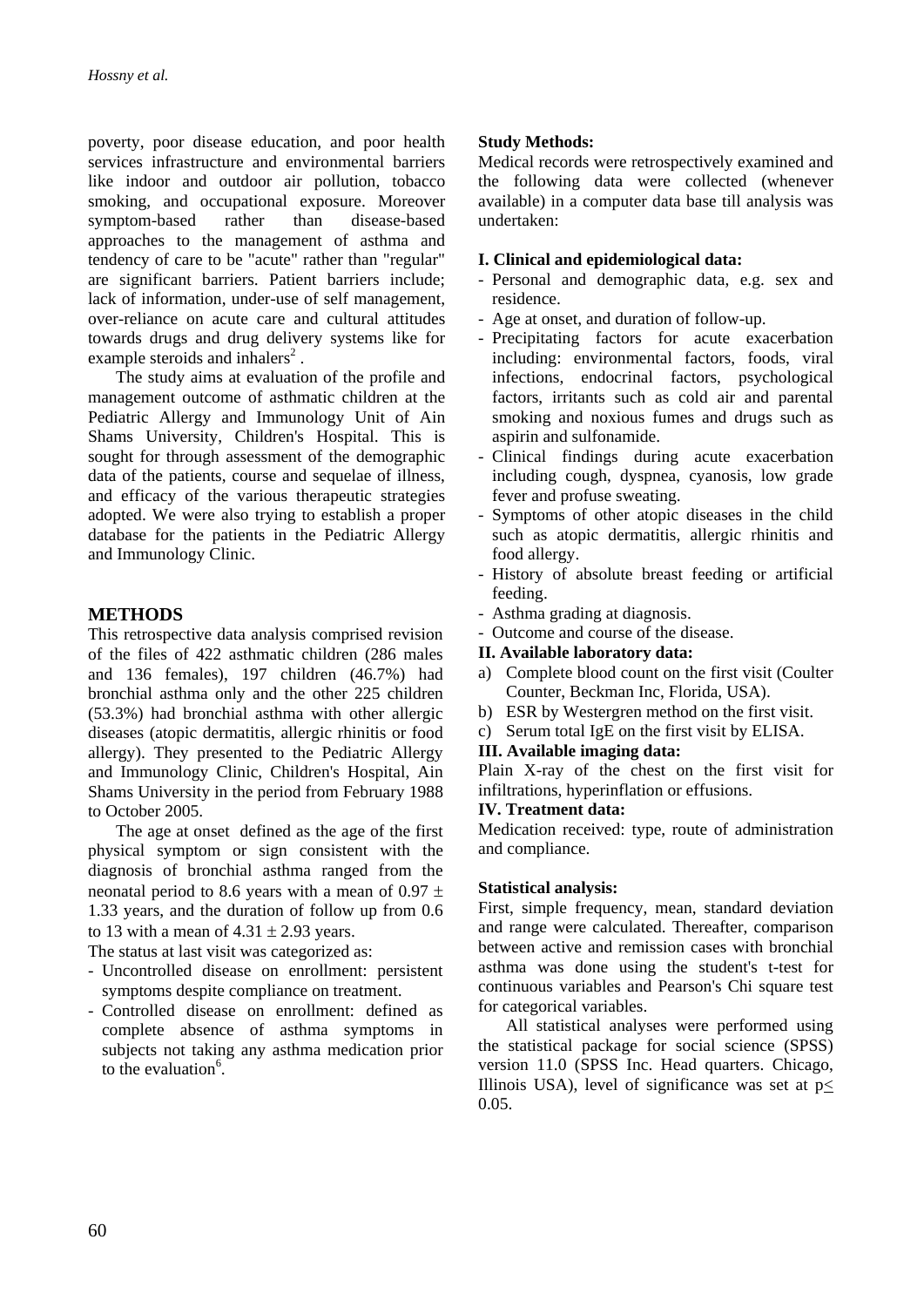poverty, poor disease education, and poor health services infrastructure and environmental barriers like indoor and outdoor air pollution, tobacco smoking, and occupational exposure. Moreover symptom-based rather than disease-based approaches to the management of asthma and tendency of care to be "acute" rather than "regular" are significant barriers. Patient barriers include; lack of information, under-use of self management, over-reliance on acute care and cultural attitudes towards drugs and drug delivery systems like for example steroids and inhalers[2] .

The study aims at evaluation of the profile and management outcome of asthmatic children at the Pediatric Allergy and Immunology Unit of Ain Shams University, Children's Hospital. This is sought for through assessment of the demographic data of the patients, course and sequelae of illness, and efficacy of the various therapeutic strategies adopted. We were also trying to establish a proper database for the patients in the Pediatric Allergy and Immunology Clinic.

## METHODS

This retrospective data analysis comprised revision of the files of 422 asthmatic children (286 males and 136 females), 197 children (46.7%) had bronchial asthma only and the other 225 children (53.3%) had bronchial asthma with other allergic diseases (atopic dermatitis, allergic rhinitis or food allergy). They presented to the Pediatric Allergy and Immunology Clinic, Children's Hospital, Ain Shams University in the period from February 1988 to October 2005.

The age at onset defined as the age of the first physical symptom or sign consistent with the diagnosis of bronchial asthma ranged from the neonatal period to 8.6 years with a mean of $0.97 \pm 1.33$ years, and the duration of follow up from 0.6 to 13 with a mean of $4.31 \pm 2.93$ years.

The status at last visit was categorized as:

- Uncontrolled disease on enrollment: persistent symptoms despite compliance on treatment.
- Controlled disease on enrollment: defined as complete absence of asthma symptoms in subjects not taking any asthma medication prior to the evaluation[6].

**Study Methods:**

Medical records were retrospectively examined and the following data were collected (whenever available) in a computer data base till analysis was undertaken:

**I. Clinical and epidemiological data:**

- Personal and demographic data, e.g. sex and residence.
- Age at onset, and duration of follow-up.
- Precipitating factors for acute exacerbation including: environmental factors, foods, viral infections, endocrinal factors, psychological factors, irritants such as cold air and parental smoking and noxious fumes and drugs such as aspirin and sulfonamide.
- Clinical findings during acute exacerbation including cough, dyspnea, cyanosis, low grade fever and profuse sweating.
- Symptoms of other atopic diseases in the child such as atopic dermatitis, allergic rhinitis and food allergy.
- History of absolute breast feeding or artificial feeding.
- Asthma grading at diagnosis.
- Outcome and course of the disease.

**II. Available laboratory data:**

a) Complete blood count on the first visit (Coulter Counter, Beckman Inc, Florida, USA).
b) ESR by Westergren method on the first visit.
c) Serum total IgE on the first visit by ELISA.

**III. Available imaging data:**

Plain X-ray of the chest on the first visit for infiltrations, hyperinflation or effusions.

**IV. Treatment data:**

Medication received: type, route of administration and compliance.

**Statistical analysis:**

First, simple frequency, mean, standard deviation and range were calculated. Thereafter, comparison between active and remission cases with bronchial asthma was done using the student's t-test for continuous variables and Pearson's Chi square test for categorical variables.

All statistical analyses were performed using the statistical package for social science (SPSS) version 11.0 (SPSS Inc. Head quarters. Chicago, Illinois USA), level of significance was set at $p \leq 0.05$.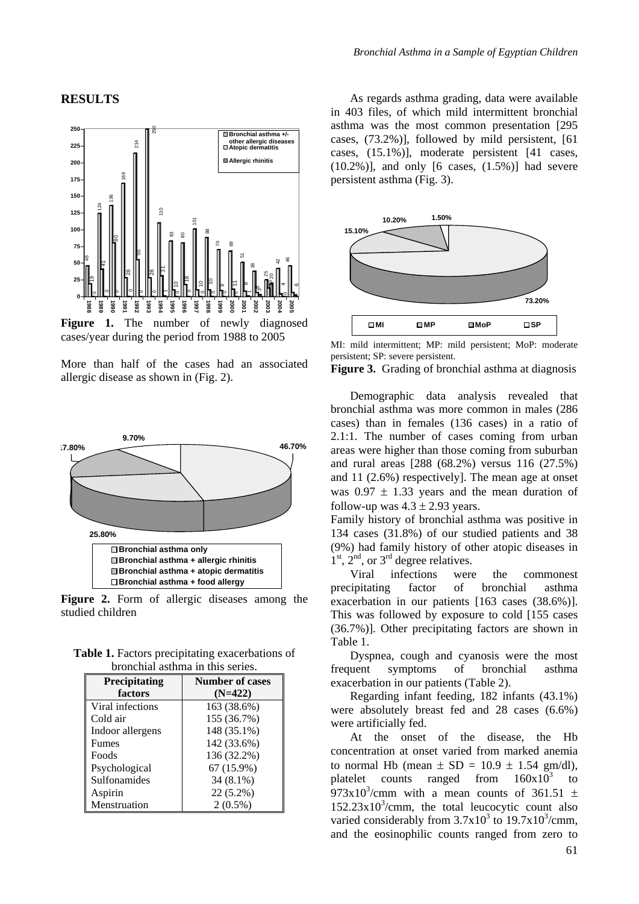## RESULTS

**Figure 1.** The number of newly diagnosed cases/year during the period from 1988 to 2005

More than half of the cases had an associated allergic disease as shown in (Fig. 2).

**Figure 2.** Form of allergic diseases among the studied children

**Table 1.** Factors precipitating exacerbations of bronchial asthma in this series.

| Precipitating factors | Number of cases (N=422) |
|---|---|
| Viral infections | 163 (38.6%) |
| Cold air | 155 (36.7%) |
| Indoor allergens | 148 (35.1%) |
| Fumes | 142 (33.6%) |
| Foods | 136 (32.2%) |
| Psychological | 67 (15.9%) |
| Sulfonamides | 34 (8.1%) |
| Aspirin | 22 (5.2%) |
| Menstruation | 2 (0.5%) |

As regards asthma grading, data were available in 403 files, of which mild intermittent bronchial asthma was the most common presentation [295 cases, (73.2%)], followed by mild persistent, [61 cases, (15.1%)], moderate persistent [41 cases, (10.2%)], and only [6 cases, (1.5%)] had severe persistent asthma (Fig. 3).

MI: mild intermittent; MP: mild persistent; MoP: moderate persistent; SP: severe persistent.

**Figure 3.** Grading of bronchial asthma at diagnosis

Demographic data analysis revealed that bronchial asthma was more common in males (286 cases) than in females (136 cases) in a ratio of 2.1:1. The number of cases coming from urban areas were higher than those coming from suburban and rural areas [288 (68.2%) versus 116 (27.5%) and 11 (2.6%) respectively]. The mean age at onset was $0.97 \pm 1.33$ years and the mean duration of follow-up was $4.3 \pm 2.93$ years.

Family history of bronchial asthma was positive in 134 cases (31.8%) of our studied patients and 38 (9%) had family history of other atopic diseases in $1^{st}$, $2^{nd}$, or $3^{rd}$ degree relatives.

Viral infections were the commonest precipitating factor of bronchial asthma exacerbation in our patients [163 cases (38.6%)]. This was followed by exposure to cold [155 cases (36.7%)]. Other precipitating factors are shown in Table 1.

Dyspnea, cough and cyanosis were the most frequent symptoms of bronchial asthma exacerbation in our patients (Table 2).

Regarding infant feeding, 182 infants (43.1%) were absolutely breast fed and 28 cases (6.6%) were artificially fed.

At the onset of the disease, the Hb concentration at onset varied from marked anemia to normal Hb (mean $\pm$ SD = $10.9 \pm 1.54$ gm/dl), platelet counts ranged from $160 \times 10^3$ to $973 \times 10^3$/cmm with a mean counts of $361.51 \pm 152.23 \times 10^3$/cmm, the total leucocytic count also varied considerably from $3.7 \times 10^3$ to $19.7 \times 10^3$/cmm, and the eosinophilic counts ranged from zero to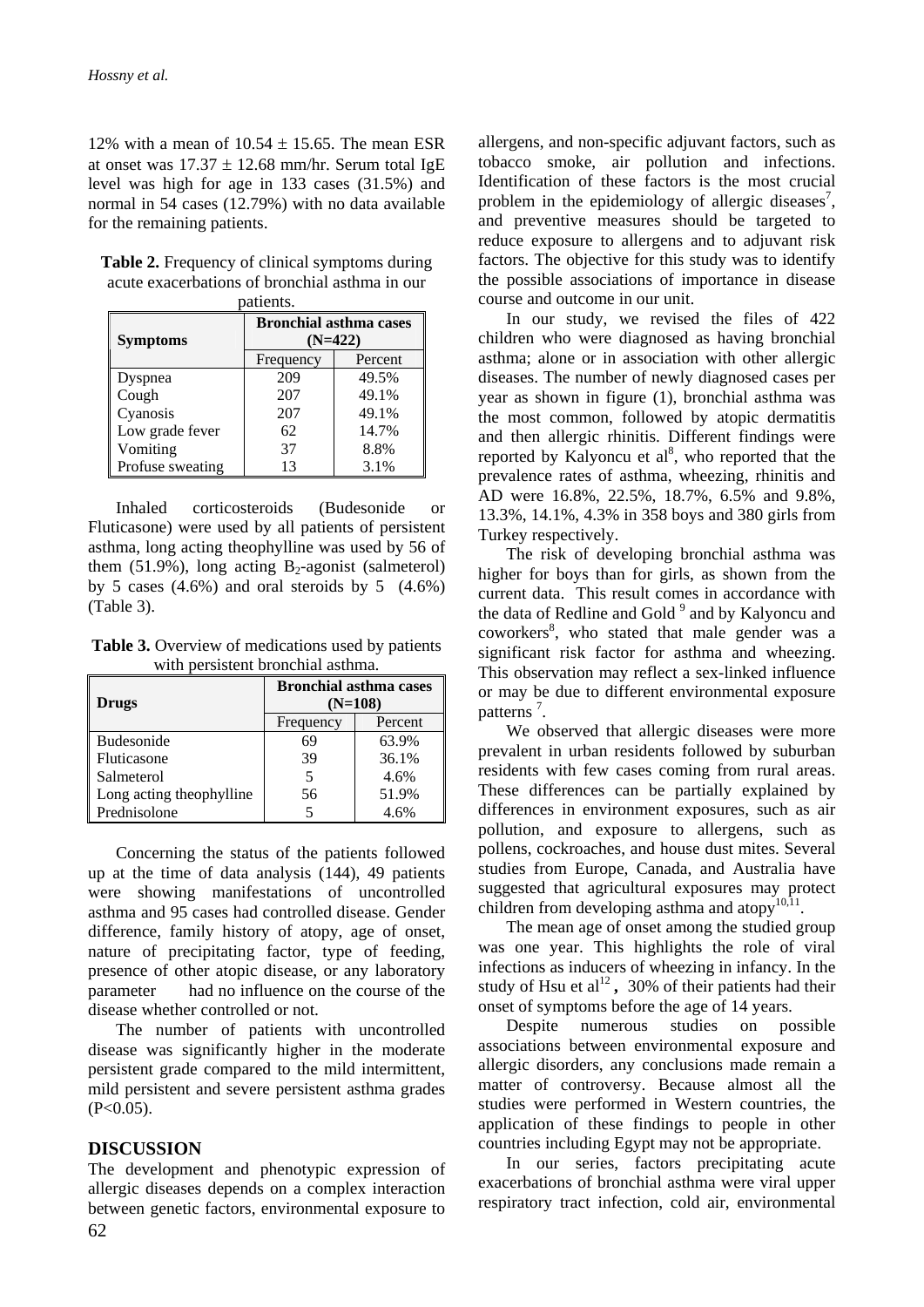12% with a mean of 10.54 ± 15.65. The mean ESR at onset was 17.37 ± 12.68 mm/hr. Serum total IgE level was high for age in 133 cases (31.5%) and normal in 54 cases (12.79%) with no data available for the remaining patients.

**Table 2.** Frequency of clinical symptoms during acute exacerbations of bronchial asthma in our patients.

| Symptoms | Bronchial asthma cases (N=422) | |
|---|---|---|
| | Frequency | Percent |
| Dyspnea | 209 | 49.5% |
| Cough | 207 | 49.1% |
| Cyanosis | 207 | 49.1% |
| Low grade fever | 62 | 14.7% |
| Vomiting | 37 | 8.8% |
| Profuse sweating | 13 | 3.1% |

Inhaled corticosteroids (Budesonide or Fluticasone) were used by all patients of persistent asthma, long acting theophylline was used by 56 of them (51.9%), long acting $B_2$-agonist (salmeterol) by 5 cases (4.6%) and oral steroids by 5 (4.6%) (Table 3).

**Table 3.** Overview of medications used by patients with persistent bronchial asthma.

| Drugs | Bronchial asthma cases (N=108) | |
|---|---|---|
| | Frequency | Percent |
| Budesonide | 69 | 63.9% |
| Fluticasone | 39 | 36.1% |
| Salmeterol | 5 | 4.6% |
| Long acting theophylline | 56 | 51.9% |
| Prednisolone | 5 | 4.6% |

Concerning the status of the patients followed up at the time of data analysis (144), 49 patients were showing manifestations of uncontrolled asthma and 95 cases had controlled disease. Gender difference, family history of atopy, age of onset, nature of precipitating factor, type of feeding, presence of other atopic disease, or any laboratory parameter had no influence on the course of the disease whether controlled or not.

The number of patients with uncontrolled disease was significantly higher in the moderate persistent grade compared to the mild intermittent, mild persistent and severe persistent asthma grades ($P<0.05$).

## DISCUSSION

The development and phenotypic expression of allergic diseases depends on a complex interaction between genetic factors, environmental exposure to allergens, and non-specific adjuvant factors, such as tobacco smoke, air pollution and infections. Identification of these factors is the most crucial problem in the epidemiology of allergic diseases[7], and preventive measures should be targeted to reduce exposure to allergens and to adjuvant risk factors. The objective for this study was to identify the possible associations of importance in disease course and outcome in our unit.

In our study, we revised the files of 422 children who were diagnosed as having bronchial asthma; alone or in association with other allergic diseases. The number of newly diagnosed cases per year as shown in figure (1), bronchial asthma was the most common, followed by atopic dermatitis and then allergic rhinitis. Different findings were reported by Kalyoncu et al[8], who reported that the prevalence rates of asthma, wheezing, rhinitis and AD were 16.8%, 22.5%, 18.7%, 6.5% and 9.8%, 13.3%, 14.1%, 4.3% in 358 boys and 380 girls from Turkey respectively.

The risk of developing bronchial asthma was higher for boys than for girls, as shown from the current data. This result comes in accordance with the data of Redline and Gold [9] and by Kalyoncu and coworkers[8], who stated that male gender was a significant risk factor for asthma and wheezing. This observation may reflect a sex-linked influence or may be due to different environmental exposure patterns [7].

We observed that allergic diseases were more prevalent in urban residents followed by suburban residents with few cases coming from rural areas. These differences can be partially explained by differences in environment exposures, such as air pollution, and exposure to allergens, such as pollens, cockroaches, and house dust mites. Several studies from Europe, Canada, and Australia have suggested that agricultural exposures may protect children from developing asthma and atopy[10,11].

The mean age of onset among the studied group was one year. This highlights the role of viral infections as inducers of wheezing in infancy. In the study of Hsu et al[12], 30% of their patients had their onset of symptoms before the age of 14 years.

Despite numerous studies on possible associations between environmental exposure and allergic disorders, any conclusions made remain a matter of controversy. Because almost all the studies were performed in Western countries, the application of these findings to people in other countries including Egypt may not be appropriate.

In our series, factors precipitating acute exacerbations of bronchial asthma were viral upper respiratory tract infection, cold air, environmental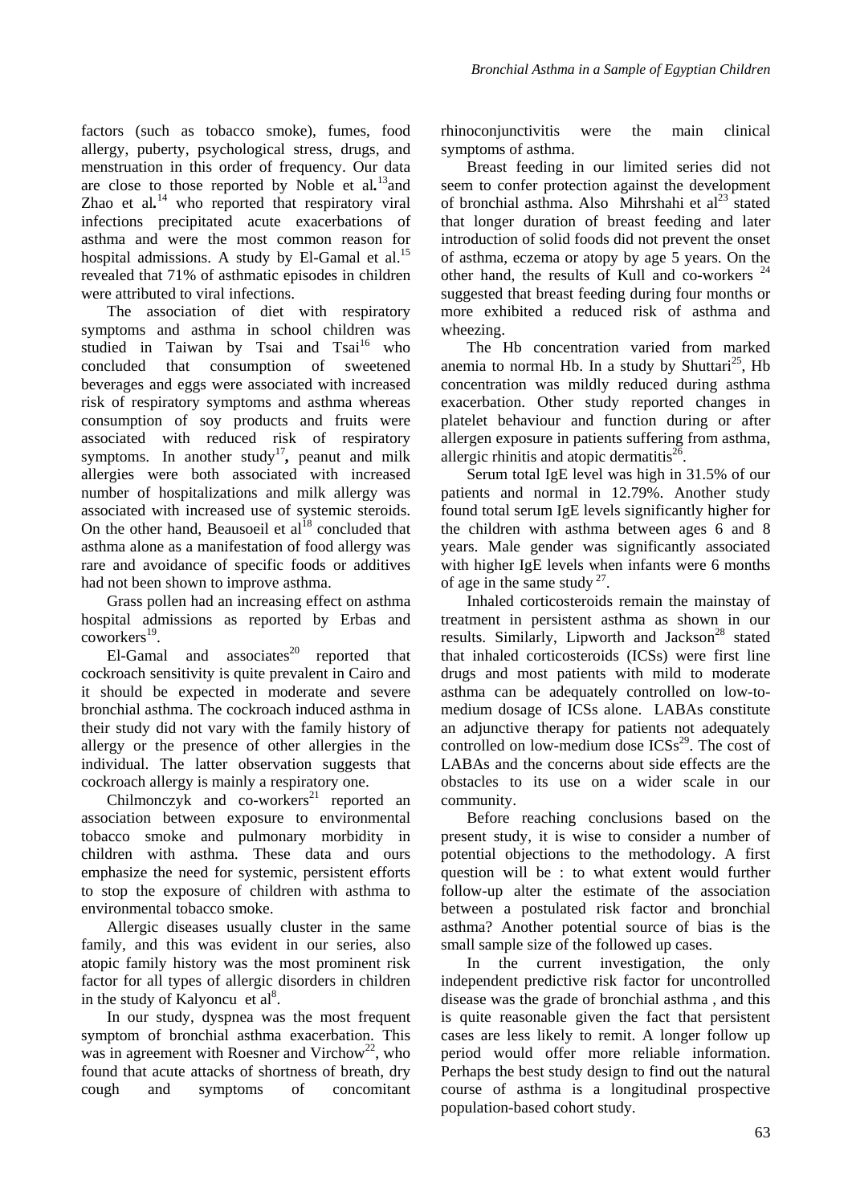factors (such as tobacco smoke), fumes, food allergy, puberty, psychological stress, drugs, and menstruation in this order of frequency. Our data are close to those reported by Noble et al.[13] and Zhao et al.[14] who reported that respiratory viral infections precipitated acute exacerbations of asthma and were the most common reason for hospital admissions. A study by El-Gamal et al.[15] revealed that 71% of asthmatic episodes in children were attributed to viral infections.

The association of diet with respiratory symptoms and asthma in school children was studied in Taiwan by Tsai and Tsai[16] who concluded that consumption of sweetened beverages and eggs were associated with increased risk of respiratory symptoms and asthma whereas consumption of soy products and fruits were associated with reduced risk of respiratory symptoms. In another study[17], peanut and milk allergies were both associated with increased number of hospitalizations and milk allergy was associated with increased use of systemic steroids. On the other hand, Beausoeil et al[18] concluded that asthma alone as a manifestation of food allergy was rare and avoidance of specific foods or additives had not been shown to improve asthma.

Grass pollen had an increasing effect on asthma hospital admissions as reported by Erbas and coworkers[19].

El-Gamal and associates[20] reported that cockroach sensitivity is quite prevalent in Cairo and it should be expected in moderate and severe bronchial asthma. The cockroach induced asthma in their study did not vary with the family history of allergy or the presence of other allergies in the individual. The latter observation suggests that cockroach allergy is mainly a respiratory one.

Chilmonczyk and co-workers[21] reported an association between exposure to environmental tobacco smoke and pulmonary morbidity in children with asthma. These data and ours emphasize the need for systemic, persistent efforts to stop the exposure of children with asthma to environmental tobacco smoke.

Allergic diseases usually cluster in the same family, and this was evident in our series, also atopic family history was the most prominent risk factor for all types of allergic disorders in children in the study of Kalyoncu et al[8].

In our study, dyspnea was the most frequent symptom of bronchial asthma exacerbation. This was in agreement with Roesner and Virchow[22], who found that acute attacks of shortness of breath, dry cough and symptoms of concomitant rhinoconjunctivitis were the main clinical symptoms of asthma.

Breast feeding in our limited series did not seem to confer protection against the development of bronchial asthma. Also Mihrshahi et al[23] stated that longer duration of breast feeding and later introduction of solid foods did not prevent the onset of asthma, eczema or atopy by age 5 years. On the other hand, the results of Kull and co-workers [24] suggested that breast feeding during four months or more exhibited a reduced risk of asthma and wheezing.

The Hb concentration varied from marked anemia to normal Hb. In a study by Shuttari[25], Hb concentration was mildly reduced during asthma exacerbation. Other study reported changes in platelet behaviour and function during or after allergen exposure in patients suffering from asthma, allergic rhinitis and atopic dermatitis[26].

Serum total IgE level was high in 31.5% of our patients and normal in 12.79%. Another study found total serum IgE levels significantly higher for the children with asthma between ages 6 and 8 years. Male gender was significantly associated with higher IgE levels when infants were 6 months of age in the same study [27].

Inhaled corticosteroids remain the mainstay of treatment in persistent asthma as shown in our results. Similarly, Lipworth and Jackson[28] stated that inhaled corticosteroids (ICSs) were first line drugs and most patients with mild to moderate asthma can be adequately controlled on low-to-medium dosage of ICSs alone. LABAs constitute an adjunctive therapy for patients not adequately controlled on low-medium dose ICSs[29]. The cost of LABAs and the concerns about side effects are the obstacles to its use on a wider scale in our community.

Before reaching conclusions based on the present study, it is wise to consider a number of potential objections to the methodology. A first question will be : to what extent would further follow-up alter the estimate of the association between a postulated risk factor and bronchial asthma? Another potential source of bias is the small sample size of the followed up cases.

In the current investigation, the only independent predictive risk factor for uncontrolled disease was the grade of bronchial asthma , and this is quite reasonable given the fact that persistent cases are less likely to remit. A longer follow up period would offer more reliable information. Perhaps the best study design to find out the natural course of asthma is a longitudinal prospective population-based cohort study.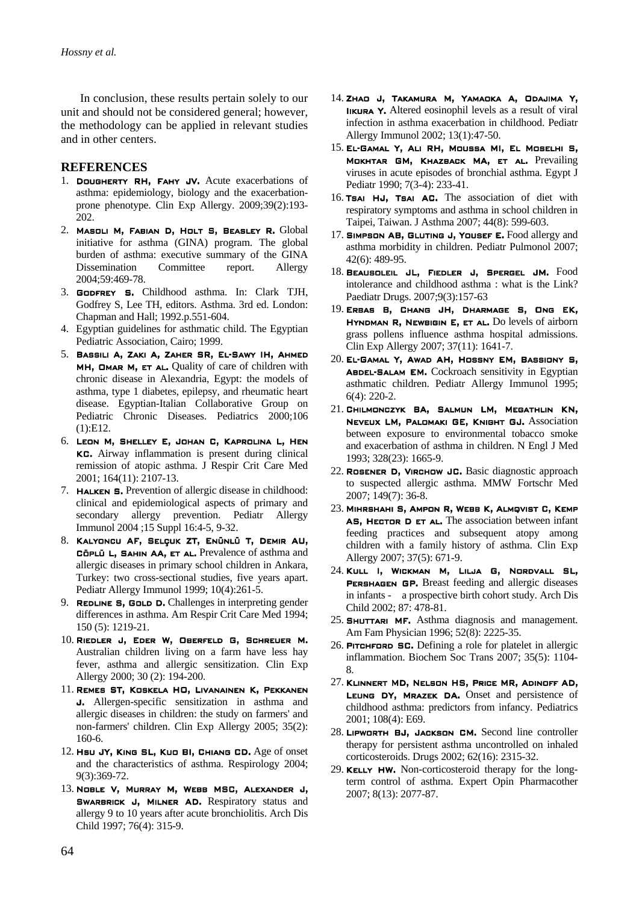In conclusion, these results pertain solely to our unit and should not be considered general; however, the methodology can be applied in relevant studies and in other centers.

## REFERENCES

1. **Dougherty RH, Fahy JV.** Acute exacerbations of asthma: epidemiology, biology and the exacerbation-prone phenotype. Clin Exp Allergy. 2009;39(2):193-202.
2. **Masoli M, Fabian D, Holt S, Beasley R.** Global initiative for asthma (GINA) program. The global burden of asthma: executive summary of the GINA Dissemination Committee report. Allergy 2004;59:469-78.
3. **Godfrey S.** Childhood asthma. In: Clark TJH, Godfrey S, Lee TH, editors. Asthma. 3rd ed. London: Chapman and Hall; 1992.p.551-604.
4. Egyptian guidelines for asthmatic child. The Egyptian Pediatric Association, Cairo; 1999.
5. **Bassili A, Zaki A, Zaher SR, El-Sawy IH, Ahmed MH, Omar M, et al.** Quality of care of children with chronic disease in Alexandria, Egypt: the models of asthma, type 1 diabetes, epilepsy, and rheumatic heart disease. Egyptian-Italian Collaborative Group on Pediatric Chronic Diseases. Pediatrics 2000;106 (1):E12.
6. **Leon M, Shelley E, Johan C, Kaprolina L, Hen KC.** Airway inflammation is present during clinical remission of atopic asthma. J Respir Crit Care Med 2001; 164(11): 2107-13.
7. **Halken S.** Prevention of allergic disease in childhood: clinical and epidemiological aspects of primary and secondary allergy prevention. Pediatr Allergy Immunol 2004 ;15 Suppl 16:4-5, 9-32.
8. **Kalyoncu AF, Selçuk ZT, Enünlü T, Demir AU, Cöplü L, Sahin AA, et al.** Prevalence of asthma and allergic diseases in primary school children in Ankara, Turkey: two cross-sectional studies, five years apart. Pediatr Allergy Immunol 1999; 10(4):261-5.
9. **Redline S, Gold D.** Challenges in interpreting gender differences in asthma. Am Respir Crit Care Med 1994; 150 (5): 1219-21.
10. **Riedler J, Eder W, Oberfeld G, Schreuer M.** Australian children living on a farm have less hay fever, asthma and allergic sensitization. Clin Exp Allergy 2000; 30 (2): 194-200.
11. **Remes ST, Koskela HO, Livanainen K, Pekkanen J.** Allergen-specific sensitization in asthma and allergic diseases in children: the study on farmers' and non-farmers' children. Clin Exp Allergy 2005; 35(2): 160-6.
12. **Hsu JY, King SL, Kuo BI, Chiang CD.** Age of onset and the characteristics of asthma. Respirology 2004; 9(3):369-72.
13. **Noble V, Murray M, Webb MSC, Alexander J, Swarbrick J, Milner AD.** Respiratory status and allergy 9 to 10 years after acute bronchiolitis. Arch Dis Child 1997; 76(4): 315-9.
14. **Zhao J, Takamura M, Yamaoka A, Odajima Y, Iikura Y.** Altered eosinophil levels as a result of viral infection in asthma exacerbation in childhood. Pediatr Allergy Immunol 2002; 13(1):47-50.
15. **El-Gamal Y, Ali RH, Moussa MI, El Moselhi S, Mokhtar GM, Khazback MA, et al.** Prevailing viruses in acute episodes of bronchial asthma. Egypt J Pediatr 1990; 7(3-4): 233-41.
16. **Tsai HJ, Tsai AC.** The association of diet with respiratory symptoms and asthma in school children in Taipei, Taiwan. J Asthma 2007; 44(8): 599-603.
17. **Simpson AB, Gluting J, Yousef E.** Food allergy and asthma morbidity in children. Pediatr Pulmonol 2007; 42(6): 489-95.
18. **Beausoleil JL, Fiedler J, Spergel JM.** Food intolerance and childhood asthma : what is the Link? Paediatr Drugs. 2007;9(3):157-63
19. **Erbas B, Chang JH, Dharmage S, Ong EK, Hyndman R, Newbigin E, et al.** Do levels of airborn grass pollens influence asthma hospital admissions. Clin Exp Allergy 2007; 37(11): 1641-7.
20. **El-Gamal Y, Awad AH, Hossny EM, Bassiony S, Abdel-Salam EM.** Cockroach sensitivity in Egyptian asthmatic children. Pediatr Allergy Immunol 1995; 6(4): 220-2.
21. **Chilmonczyk BA, Salmun LM, Megathlin KN, Neveux LM, Palomaki GE, Knight GJ.** Association between exposure to environmental tobacco smoke and exacerbation of asthma in children. N Engl J Med 1993; 328(23): 1665-9.
22. **Rosener D, Virchow JC.** Basic diagnostic approach to suspected allergic asthma. MMW Fortschr Med 2007; 149(7): 36-8.
23. **Mihrshahi S, Ampon R, Webb K, Almqvist C, Kemp AS, Hector D et al.** The association between infant feeding practices and subsequent atopy among children with a family history of asthma. Clin Exp Allergy 2007; 37(5): 671-9.
24. **Kull I, Wickman M, Lilja G, Nordvall SL, Pershagen GP.** Breast feeding and allergic diseases in infants - a prospective birth cohort study. Arch Dis Child 2002; 87: 478-81.
25. **Shuttari MF.** Asthma diagnosis and management. Am Fam Physician 1996; 52(8): 2225-35.
26. **Pitchford SC.** Defining a role for platelet in allergic inflammation. Biochem Soc Trans 2007; 35(5): 1104-8.
27. **Klinnert MD, Nelson HS, Price MR, Adinoff AD, Leung DY, Mrazek DA.** Onset and persistence of childhood asthma: predictors from infancy. Pediatrics 2001; 108(4): E69.
28. **Lipworth BJ, Jackson CM.** Second line controller therapy for persistent asthma uncontrolled on inhaled corticosteroids. Drugs 2002; 62(16): 2315-32.
29. **Kelly HW.** Non-corticosteroid therapy for the long-term control of asthma. Expert Opin Pharmacother 2007; 8(13): 2077-87.